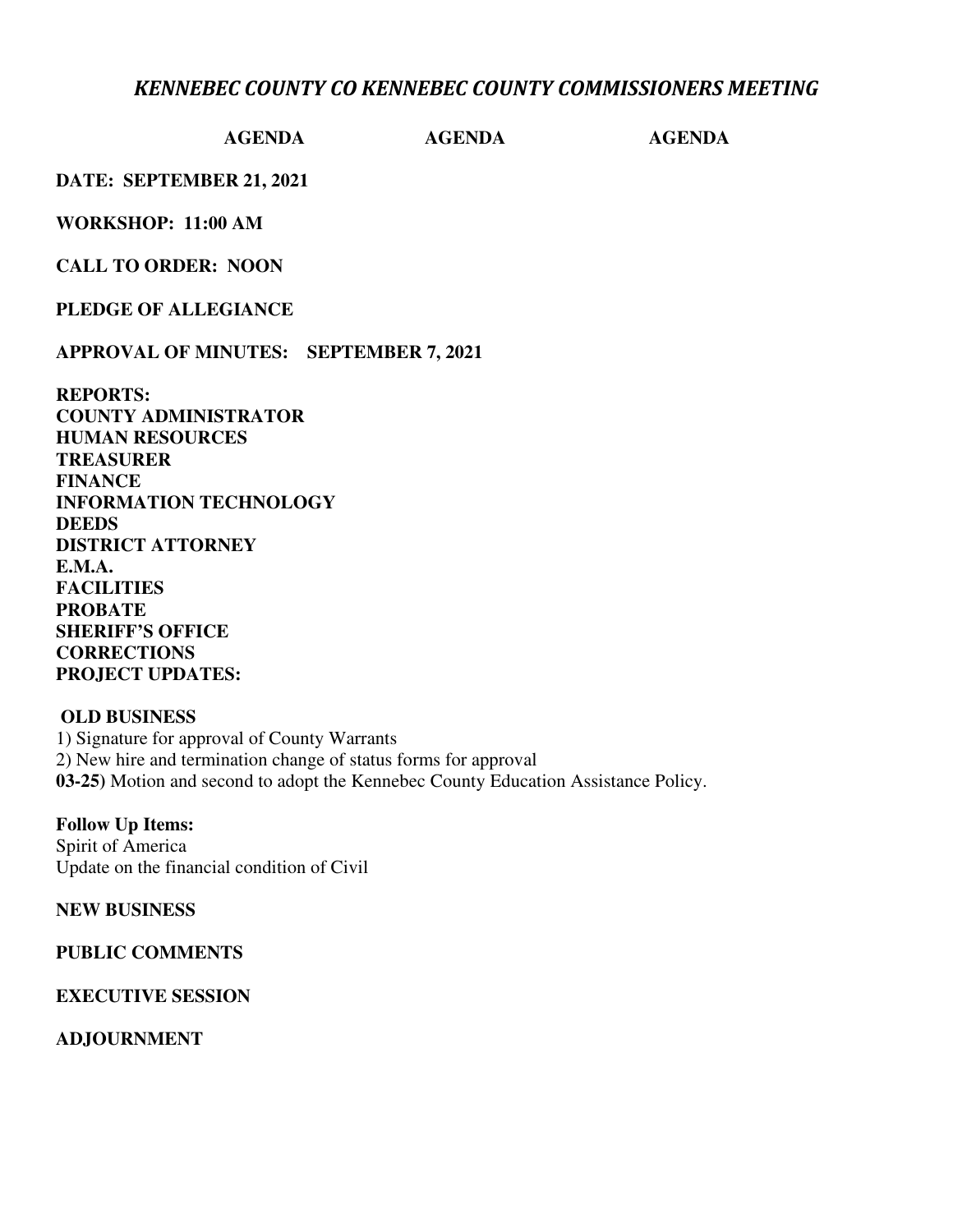# *KENNEBEC COUNTY CO KENNEBEC COUNTY COMMISSIONERS MEETING*

**AGENDA AGENDA AGENDA**

**DATE: SEPTEMBER 21, 2021**

**WORKSHOP: 11:00 AM**

**CALL TO ORDER: NOON**

**PLEDGE OF ALLEGIANCE**

**APPROVAL OF MINUTES: SEPTEMBER 7, 2021**

**REPORTS:**
**COUNTY ADMINISTRATOR**
**HUMAN RESOURCES**
**TREASURER**
**FINANCE**
**INFORMATION TECHNOLOGY**
**DEEDS**
**DISTRICT ATTORNEY**
**E.M.A.**
**FACILITIES**
**PROBATE**
**SHERIFF'S OFFICE**
**CORRECTIONS**
**PROJECT UPDATES:**

**OLD BUSINESS**
1) Signature for approval of County Warrants
2) New hire and termination change of status forms for approval
**03-25)** Motion and second to adopt the Kennebec County Education Assistance Policy.

**Follow Up Items:**
Spirit of America
Update on the financial condition of Civil

**NEW BUSINESS**

**PUBLIC COMMENTS**

**EXECUTIVE SESSION**

**ADJOURNMENT**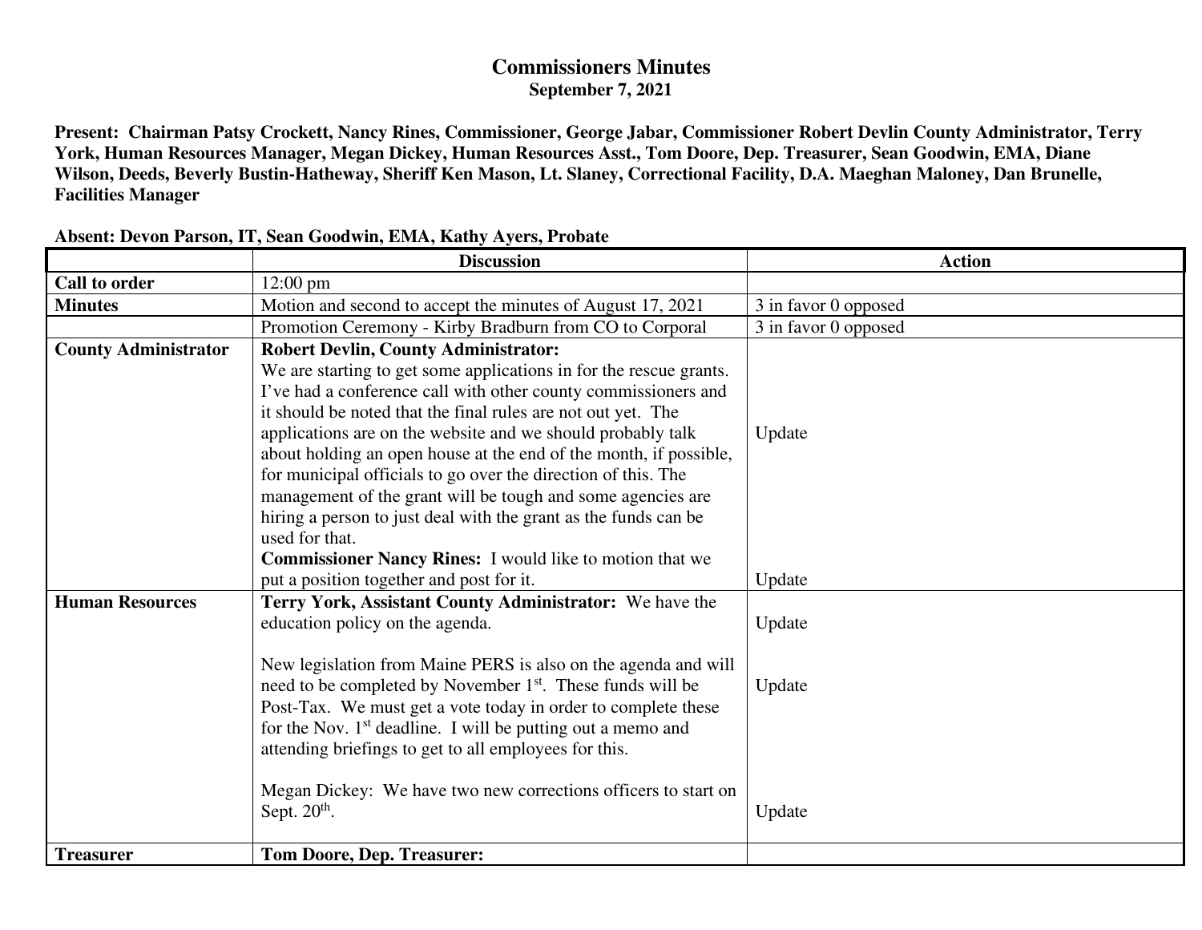# Commissioners Minutes

**September 7, 2021**

**Present: Chairman Patsy Crockett, Nancy Rines, Commissioner, George Jabar, Commissioner Robert Devlin County Administrator, Terry York, Human Resources Manager, Megan Dickey, Human Resources Asst., Tom Doore, Dep. Treasurer, Sean Goodwin, EMA, Diane Wilson, Deeds, Beverly Bustin-Hatheway, Sheriff Ken Mason, Lt. Slaney, Correctional Facility, D.A. Maeghan Maloney, Dan Brunelle, Facilities Manager**

**Absent: Devon Parson, IT, Sean Goodwin, EMA, Kathy Ayers, Probate**

| | Discussion | Action |
|---|---|---|
| **Call to order** | 12:00 pm | |
| **Minutes** | Motion and second to accept the minutes of August 17, 2021 | 3 in favor 0 opposed |
| | Promotion Ceremony - Kirby Bradburn from CO to Corporal | 3 in favor 0 opposed |
| **County Administrator** | **Robert Devlin, County Administrator:** We are starting to get some applications in for the rescue grants. I've had a conference call with other county commissioners and it should be noted that the final rules are not out yet. The applications are on the website and we should probably talk about holding an open house at the end of the month, if possible, for municipal officials to go over the direction of this. The management of the grant will be tough and some agencies are hiring a person to just deal with the grant as the funds can be used for that. | Update |
| | **Commissioner Nancy Rines:** I would like to motion that we put a position together and post for it. | Update |
| **Human Resources** | **Terry York, Assistant County Administrator:** We have the education policy on the agenda. | Update |
| | New legislation from Maine PERS is also on the agenda and will need to be completed by November 1st. These funds will be Post-Tax. We must get a vote today in order to complete these for the Nov. 1st deadline. I will be putting out a memo and attending briefings to get to all employees for this. | Update |
| | Megan Dickey: We have two new corrections officers to start on Sept. 20th. | Update |
| **Treasurer** | **Tom Doore, Dep. Treasurer:** | |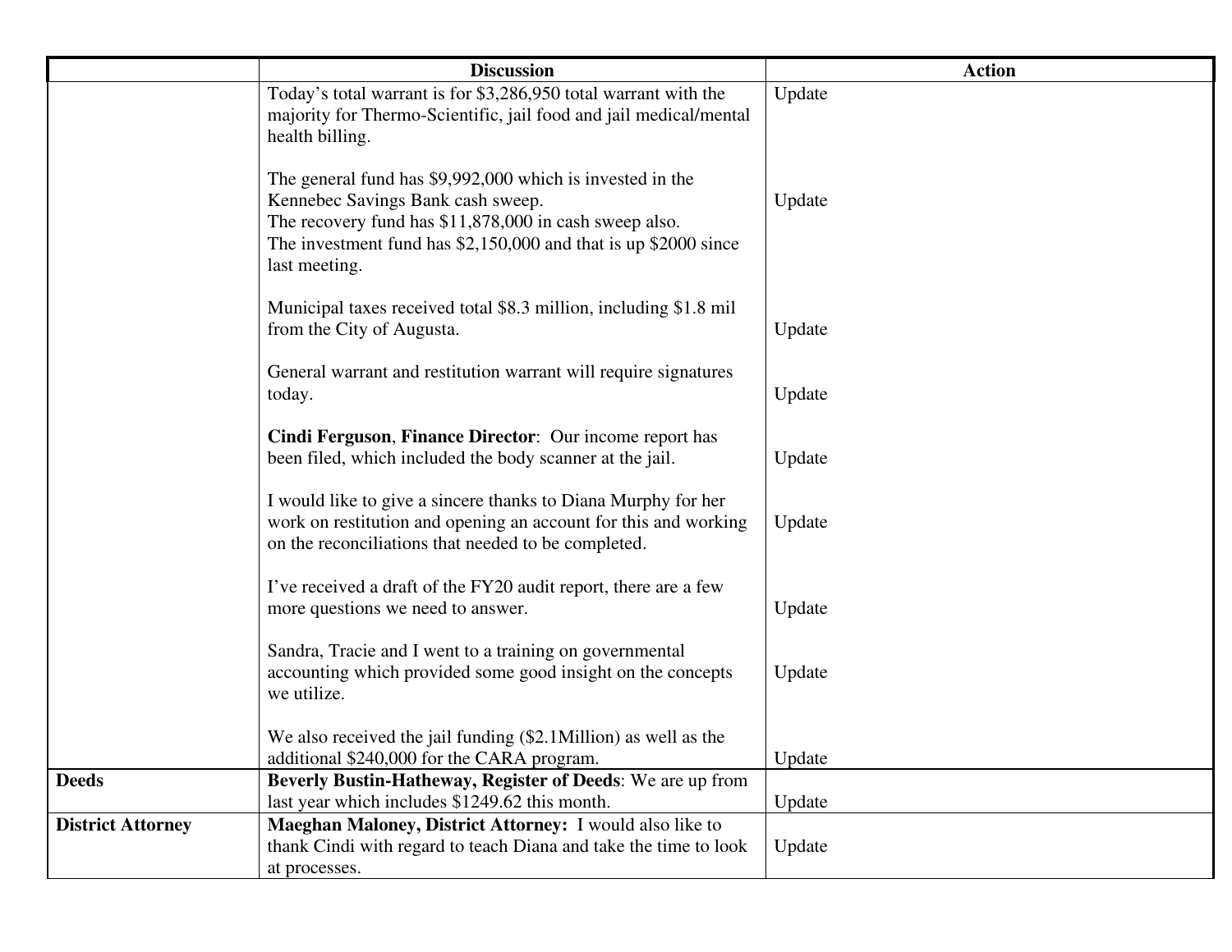| | Discussion | Action |
|---|---|---|
| | Today's total warrant is for $3,286,950 total warrant with the majority for Thermo-Scientific, jail food and jail medical/mental health billing.<br><br>The general fund has $9,992,000 which is invested in the Kennebec Savings Bank cash sweep.<br>The recovery fund has $11,878,000 in cash sweep also.<br>The investment fund has $2,150,000 and that is up $2000 since last meeting.<br><br>Municipal taxes received total $8.3 million, including $1.8 mil from the City of Augusta.<br><br>General warrant and restitution warrant will require signatures today.<br><br>**Cindi Ferguson**, **Finance Director**: Our income report has been filed, which included the body scanner at the jail.<br><br>I would like to give a sincere thanks to Diana Murphy for her work on restitution and opening an account for this and working on the reconciliations that needed to be completed.<br><br>I've received a draft of the FY20 audit report, there are a few more questions we need to answer.<br><br>Sandra, Tracie and I went to a training on governmental accounting which provided some good insight on the concepts we utilize.<br><br>We also received the jail funding ($2.1Million) as well as the additional $240,000 for the CARA program. | Update<br><br>Update<br><br>Update<br><br>Update<br><br>Update<br><br>Update<br><br>Update<br><br>Update<br><br>Update |
| **Deeds** | **Beverly Bustin-Hatheway, Register of Deeds**: We are up from last year which includes $1249.62 this month. | Update |
| **District Attorney** | **Maeghan Maloney, District Attorney:** I would also like to thank Cindi with regard to teach Diana and take the time to look at processes. | Update |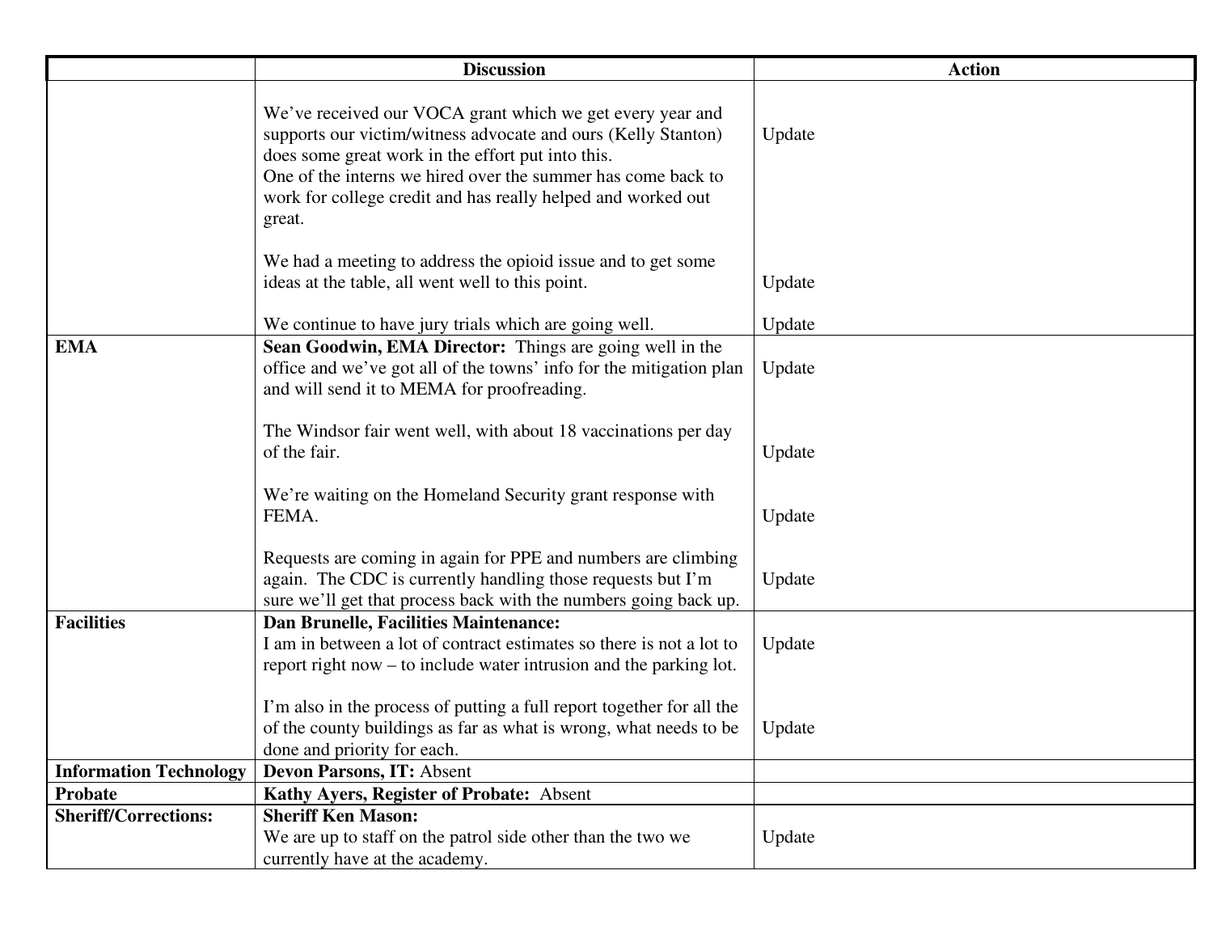| | Discussion | Action |
|---|---|---|
| | We've received our VOCA grant which we get every year and supports our victim/witness advocate and ours (Kelly Stanton) does some great work in the effort put into this.<br>One of the interns we hired over the summer has come back to work for college credit and has really helped and worked out great. | Update |
| | We had a meeting to address the opioid issue and to get some ideas at the table, all went well to this point. | Update |
| | We continue to have jury trials which are going well. | Update |
| **EMA** | **Sean Goodwin, EMA Director:** Things are going well in the office and we've got all of the towns' info for the mitigation plan and will send it to MEMA for proofreading. | Update |
| | The Windsor fair went well, with about 18 vaccinations per day of the fair. | Update |
| | We're waiting on the Homeland Security grant response with FEMA. | Update |
| | Requests are coming in again for PPE and numbers are climbing again. The CDC is currently handling those requests but I'm sure we'll get that process back with the numbers going back up. | Update |
| **Facilities** | **Dan Brunelle, Facilities Maintenance:**<br>I am in between a lot of contract estimates so there is not a lot to report right now – to include water intrusion and the parking lot. | Update |
| | I'm also in the process of putting a full report together for all the of the county buildings as far as what is wrong, what needs to be done and priority for each. | Update |
| **Information Technology** | **Devon Parsons, IT:** Absent | |
| **Probate** | **Kathy Ayers, Register of Probate:** Absent | |
| **Sheriff/Corrections:** | **Sheriff Ken Mason:**<br>We are up to staff on the patrol side other than the two we currently have at the academy. | Update |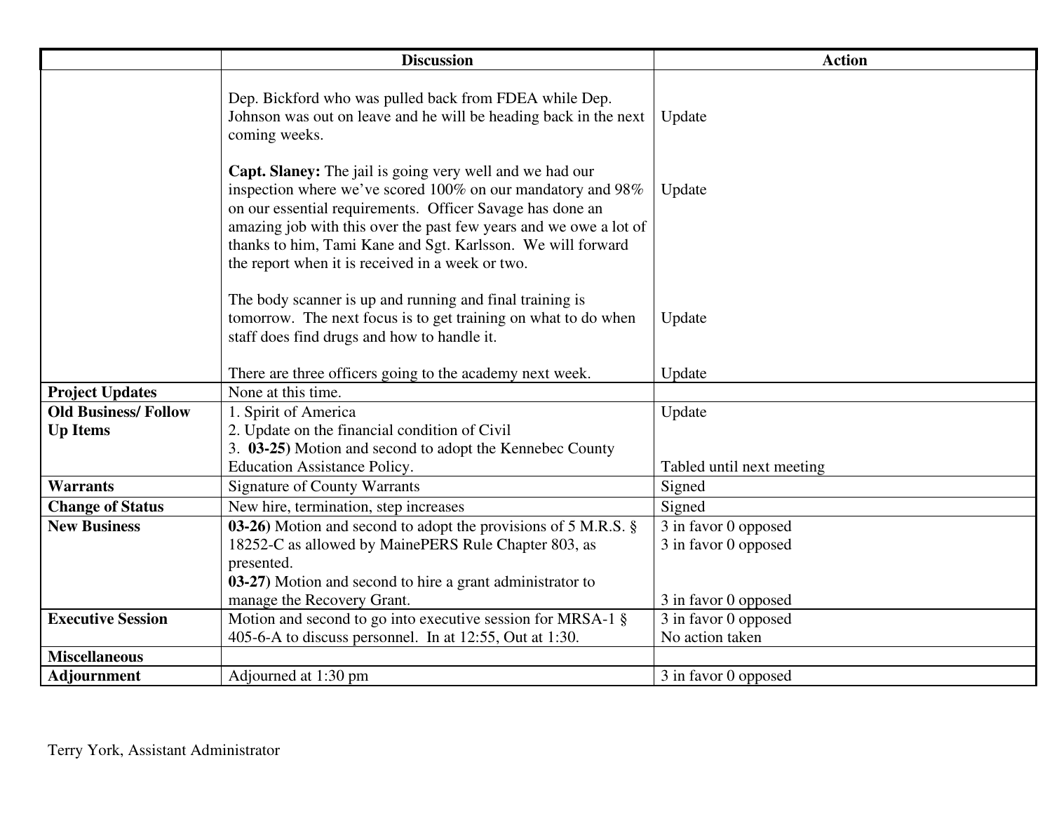| | Discussion | Action |
|---|---|---|
| | Dep. Bickford who was pulled back from FDEA while Dep. Johnson was out on leave and he will be heading back in the next coming weeks.<br><br>**Capt. Slaney:** The jail is going very well and we had our inspection where we've scored 100% on our mandatory and 98% on our essential requirements. Officer Savage has done an amazing job with this over the past few years and we owe a lot of thanks to him, Tami Kane and Sgt. Karlsson. We will forward the report when it is received in a week or two.<br><br>The body scanner is up and running and final training is tomorrow. The next focus is to get training on what to do when staff does find drugs and how to handle it.<br><br>There are three officers going to the academy next week. | Update<br><br>Update<br><br>Update<br><br>Update |
| **Project Updates** | None at this time. | |
| **Old Business/ Follow Up Items** | 1. Spirit of America<br>2. Update on the financial condition of Civil<br>3. **03-25)** Motion and second to adopt the Kennebec County Education Assistance Policy. | Update<br><br>Tabled until next meeting |
| **Warrants** | Signature of County Warrants | Signed |
| **Change of Status** | New hire, termination, step increases | Signed |
| **New Business** | **03-26)** Motion and second to adopt the provisions of 5 M.R.S. § 18252-C as allowed by MainePERS Rule Chapter 803, as presented.<br>**03-27)** Motion and second to hire a grant administrator to manage the Recovery Grant. | 3 in favor 0 opposed<br>3 in favor 0 opposed<br><br>3 in favor 0 opposed |
| **Executive Session** | Motion and second to go into executive session for MRSA-1 § 405-6-A to discuss personnel. In at 12:55, Out at 1:30. | 3 in favor 0 opposed<br>No action taken |
| **Miscellaneous** | | |
| **Adjournment** | Adjourned at 1:30 pm | 3 in favor 0 opposed |

Terry York, Assistant Administrator